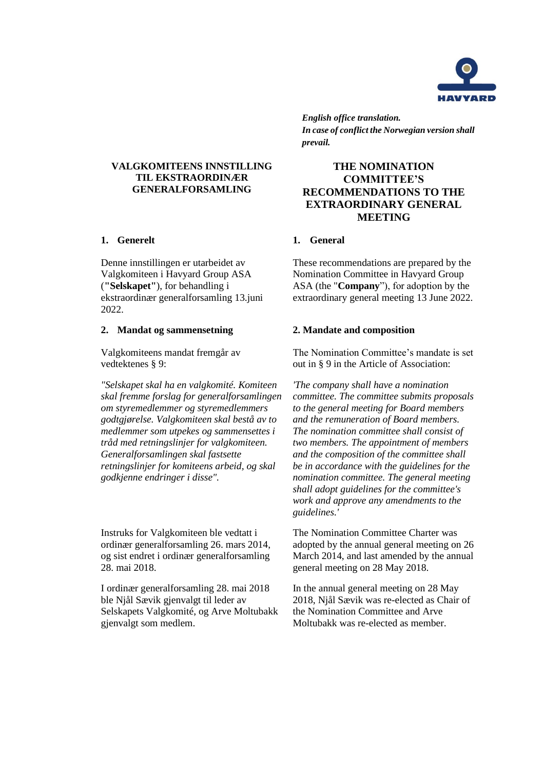HAVYARD

***English office translation.***
***In case of conflict the Norwegian version shall prevail.***

# VALGKOMITEENS INNSTILLING TIL EKSTRAORDINÆR GENERALFORSAMLING

## 1. Generelt

Denne innstillingen er utarbeidet av Valgkomiteen i Havyard Group ASA (**"Selskapet"**), for behandling i ekstraordinær generalforsamling 13.juni 2022.

## 2. Mandat og sammensetning

Valgkomiteens mandat fremgår av vedtektenes § 9:

*"Selskapet skal ha en valgkomité. Komiteen skal fremme forslag for generalforsamlingen om styremedlemmer og styremedlemmers godtgjørelse. Valgkomiteen skal bestå av to medlemmer som utpekes og sammensettes i tråd med retningslinjer for valgkomiteen. Generalforsamlingen skal fastsette retningslinjer for komiteens arbeid, og skal godkjenne endringer i disse".*

Instruks for Valgkomiteen ble vedtatt i ordinær generalforsamling 26. mars 2014, og sist endret i ordinær generalforsamling 28. mai 2018.

I ordinær generalforsamling 28. mai 2018 ble Njål Sævik gjenvalgt til leder av Selskapets Valgkomité, og Arve Moltubakk gjenvalgt som medlem.

# THE NOMINATION COMMITTEE'S RECOMMENDATIONS TO THE EXTRAORDINARY GENERAL MEETING

## 1. General

These recommendations are prepared by the Nomination Committee in Havyard Group ASA (the "**Company**"), for adoption by the extraordinary general meeting 13 June 2022.

## 2. Mandate and composition

The Nomination Committee's mandate is set out in § 9 in the Article of Association:

*'The company shall have a nomination committee. The committee submits proposals to the general meeting for Board members and the remuneration of Board members. The nomination committee shall consist of two members. The appointment of members and the composition of the committee shall be in accordance with the guidelines for the nomination committee. The general meeting shall adopt guidelines for the committee's work and approve any amendments to the guidelines.'*

The Nomination Committee Charter was adopted by the annual general meeting on 26 March 2014, and last amended by the annual general meeting on 28 May 2018.

In the annual general meeting on 28 May 2018, Njål Sævik was re-elected as Chair of the Nomination Committee and Arve Moltubakk was re-elected as member.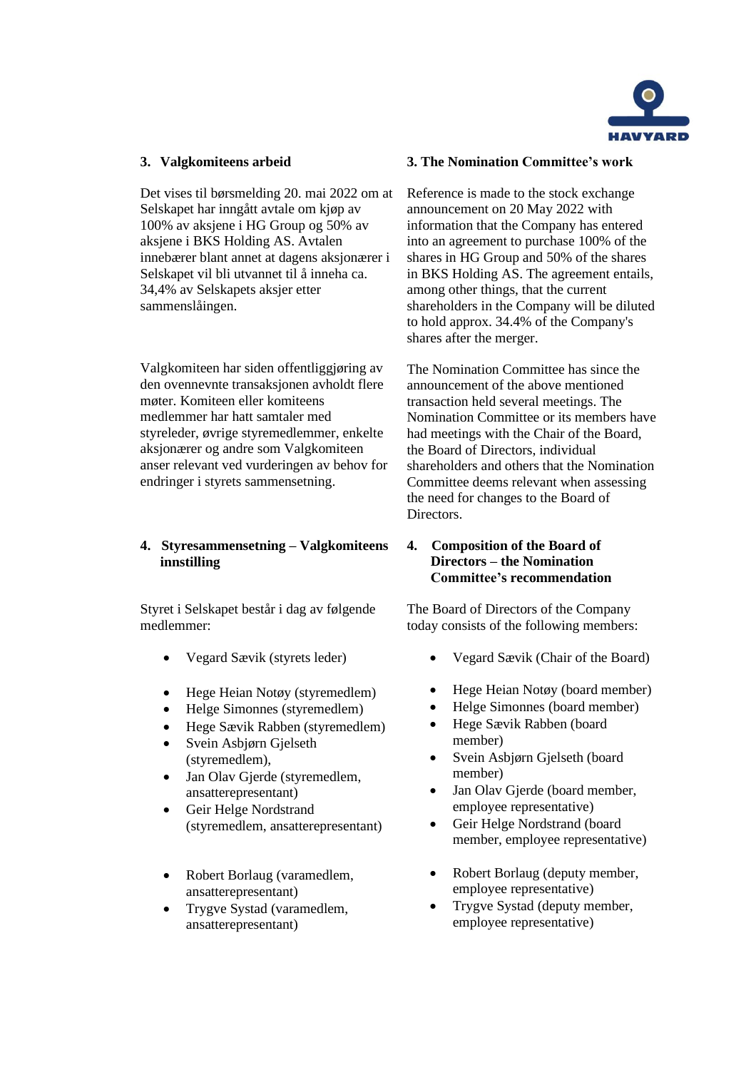### 3. Valgkomiteens arbeid

Det vises til børsmelding 20. mai 2022 om at Selskapet har inngått avtale om kjøp av 100% av aksjene i HG Group og 50% av aksjene i BKS Holding AS. Avtalen innebærer blant annet at dagens aksjonærer i Selskapet vil bli utvannet til å inneha ca. 34,4% av Selskapets aksjer etter sammenslåingen.

Valgkomiteen har siden offentliggjøring av den ovennevnte transaksjonen avholdt flere møter. Komiteen eller komiteens medlemmer har hatt samtaler med styreleder, øvrige styremedlemmer, enkelte aksjonærer og andre som Valgkomiteen anser relevant ved vurderingen av behov for endringer i styrets sammensetning.

### 4. Styresammensetning – Valgkomiteens innstilling

Styret i Selskapet består i dag av følgende medlemmer:

- Vegard Sævik (styrets leder)
- Hege Heian Notøy (styremedlem)
- Helge Simonnes (styremedlem)
- Hege Sævik Rabben (styremedlem)
- Svein Asbjørn Gjelseth (styremedlem),
- Jan Olav Gjerde (styremedlem, ansatterepresentant)
- Geir Helge Nordstrand (styremedlem, ansatterepresentant)

- Robert Borlaug (varamedlem, ansatterepresentant)
- Trygve Systad (varamedlem, ansatterepresentant)

### 3. The Nomination Committee's work

Reference is made to the stock exchange announcement on 20 May 2022 with information that the Company has entered into an agreement to purchase 100% of the shares in HG Group and 50% of the shares in BKS Holding AS. The agreement entails, among other things, that the current shareholders in the Company will be diluted to hold approx. 34.4% of the Company's shares after the merger.

The Nomination Committee has since the announcement of the above mentioned transaction held several meetings. The Nomination Committee or its members have had meetings with the Chair of the Board, the Board of Directors, individual shareholders and others that the Nomination Committee deems relevant when assessing the need for changes to the Board of Directors.

### 4. Composition of the Board of Directors – the Nomination Committee's recommendation

The Board of Directors of the Company today consists of the following members:

- Vegard Sævik (Chair of the Board)
- Hege Heian Notøy (board member)
- Helge Simonnes (board member)
- Hege Sævik Rabben (board member)
- Svein Asbjørn Gjelseth (board member)
- Jan Olav Gjerde (board member, employee representative)
- Geir Helge Nordstrand (board member, employee representative)

- Robert Borlaug (deputy member, employee representative)
- Trygve Systad (deputy member, employee representative)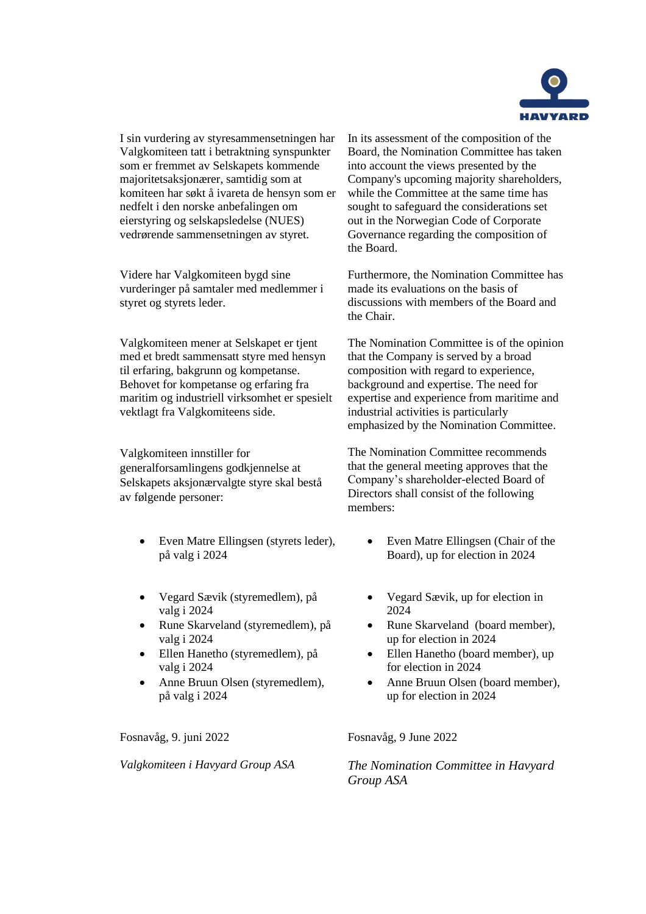I sin vurdering av styresammensetningen har Valgkomiteen tatt i betraktning synspunkter som er fremmet av Selskapets kommende majoritetsaksjonærer, samtidig som at komiteen har søkt å ivareta de hensyn som er nedfelt i den norske anbefalingen om eierstyring og selskapsledelse (NUES) vedrørende sammensetningen av styret.

Videre har Valgkomiteen bygd sine vurderinger på samtaler med medlemmer i styret og styrets leder.

Valgkomiteen mener at Selskapet er tjent med et bredt sammensatt styre med hensyn til erfaring, bakgrunn og kompetanse. Behovet for kompetanse og erfaring fra maritim og industriell virksomhet er spesielt vektlagt fra Valgkomiteens side.

Valgkomiteen innstiller for generalforsamlingens godkjennelse at Selskapets aksjonærvalgte styre skal bestå av følgende personer:

- Even Matre Ellingsen (styrets leder), på valg i 2024
- Vegard Sævik (styremedlem), på valg i 2024
- Rune Skarveland (styremedlem), på valg i 2024
- Ellen Hanetho (styremedlem), på valg i 2024
- Anne Bruun Olsen (styremedlem), på valg i 2024

Fosnavåg, 9. juni 2022

*Valgkomiteen i Havyard Group ASA*

In its assessment of the composition of the Board, the Nomination Committee has taken into account the views presented by the Company's upcoming majority shareholders, while the Committee at the same time has sought to safeguard the considerations set out in the Norwegian Code of Corporate Governance regarding the composition of the Board.

Furthermore, the Nomination Committee has made its evaluations on the basis of discussions with members of the Board and the Chair.

The Nomination Committee is of the opinion that the Company is served by a broad composition with regard to experience, background and expertise. The need for expertise and experience from maritime and industrial activities is particularly emphasized by the Nomination Committee.

The Nomination Committee recommends that the general meeting approves that the Company's shareholder-elected Board of Directors shall consist of the following members:

- Even Matre Ellingsen (Chair of the Board), up for election in 2024
- Vegard Sævik, up for election in 2024
- Rune Skarveland (board member), up for election in 2024
- Ellen Hanetho (board member), up for election in 2024
- Anne Bruun Olsen (board member), up for election in 2024

Fosnavåg, 9 June 2022

*The Nomination Committee in Havyard Group ASA*